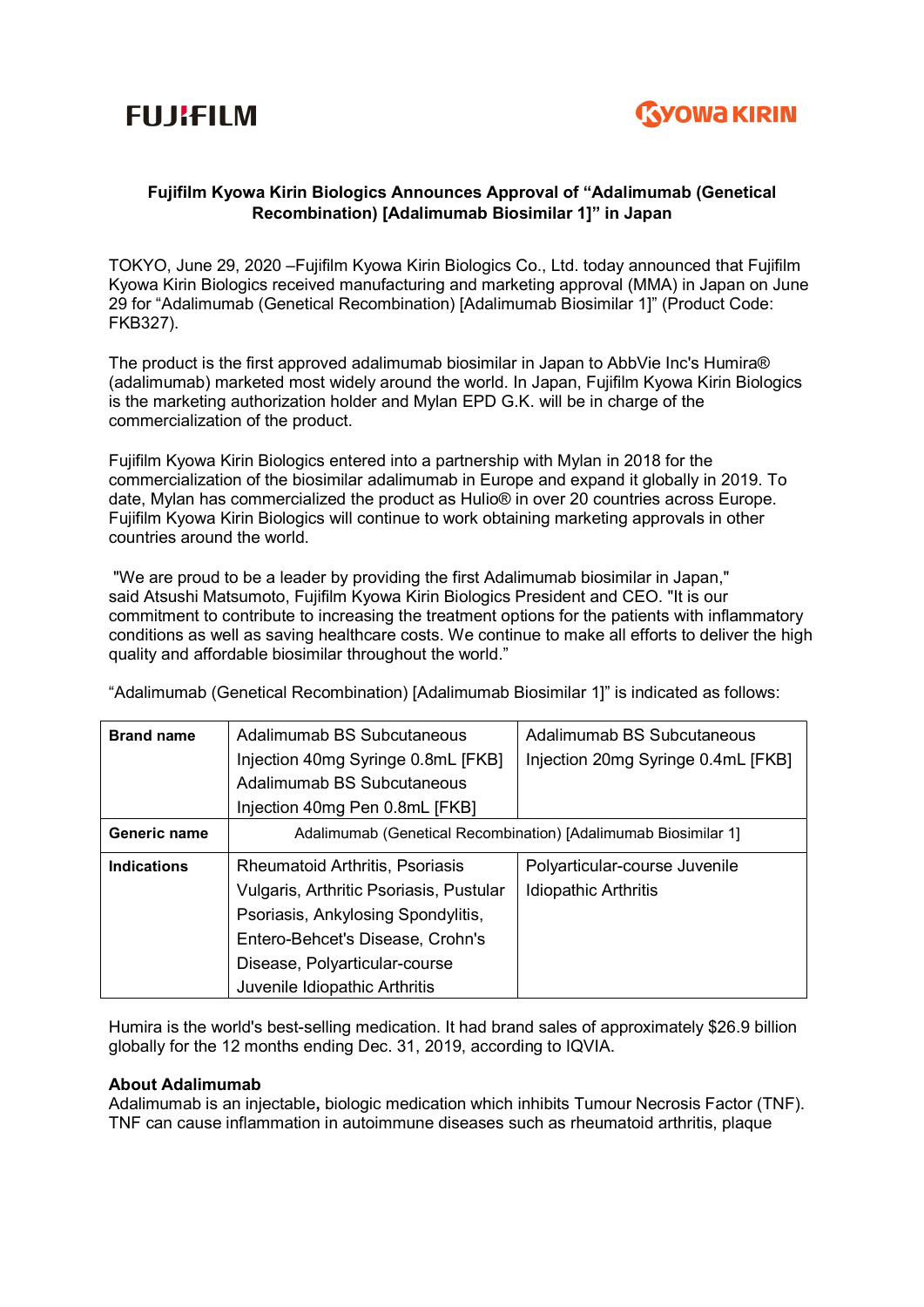FUJIFILM

KYOWA KIRIN

**Fujifilm Kyowa Kirin Biologics Announces Approval of "Adalimumab (Genetical Recombination) [Adalimumab Biosimilar 1]" in Japan**

TOKYO, June 29, 2020 –Fujifilm Kyowa Kirin Biologics Co., Ltd. today announced that Fujifilm Kyowa Kirin Biologics received manufacturing and marketing approval (MMA) in Japan on June 29 for "Adalimumab (Genetical Recombination) [Adalimumab Biosimilar 1]" (Product Code: FKB327).

The product is the first approved adalimumab biosimilar in Japan to AbbVie Inc's Humira® (adalimumab) marketed most widely around the world. In Japan, Fujifilm Kyowa Kirin Biologics is the marketing authorization holder and Mylan EPD G.K. will be in charge of the commercialization of the product.

Fujifilm Kyowa Kirin Biologics entered into a partnership with Mylan in 2018 for the commercialization of the biosimilar adalimumab in Europe and expand it globally in 2019. To date, Mylan has commercialized the product as Hulio® in over 20 countries across Europe. Fujifilm Kyowa Kirin Biologics will continue to work obtaining marketing approvals in other countries around the world.

"We are proud to be a leader by providing the first Adalimumab biosimilar in Japan," said Atsushi Matsumoto, Fujifilm Kyowa Kirin Biologics President and CEO. "It is our commitment to contribute to increasing the treatment options for the patients with inflammatory conditions as well as saving healthcare costs. We continue to make all efforts to deliver the high quality and affordable biosimilar throughout the world."

"Adalimumab (Genetical Recombination) [Adalimumab Biosimilar 1]" is indicated as follows:

| **Brand name** | Adalimumab BS Subcutaneous Injection 40mg Syringe 0.8mL [FKB] Adalimumab BS Subcutaneous Injection 40mg Pen 0.8mL [FKB] | Adalimumab BS Subcutaneous Injection 20mg Syringe 0.4mL [FKB] |
|---|---|---|
| **Generic name** | Adalimumab (Genetical Recombination) [Adalimumab Biosimilar 1] | |
| **Indications** | Rheumatoid Arthritis, Psoriasis Vulgaris, Arthritic Psoriasis, Pustular Psoriasis, Ankylosing Spondylitis, Entero-Behcet's Disease, Crohn's Disease, Polyarticular-course Juvenile Idiopathic Arthritis | Polyarticular-course Juvenile Idiopathic Arthritis |

Humira is the world's best-selling medication. It had brand sales of approximately $26.9 billion globally for the 12 months ending Dec. 31, 2019, according to IQVIA.

**About Adalimumab**

Adalimumab is an injectable**,** biologic medication which inhibits Tumour Necrosis Factor (TNF). TNF can cause inflammation in autoimmune diseases such as rheumatoid arthritis, plaque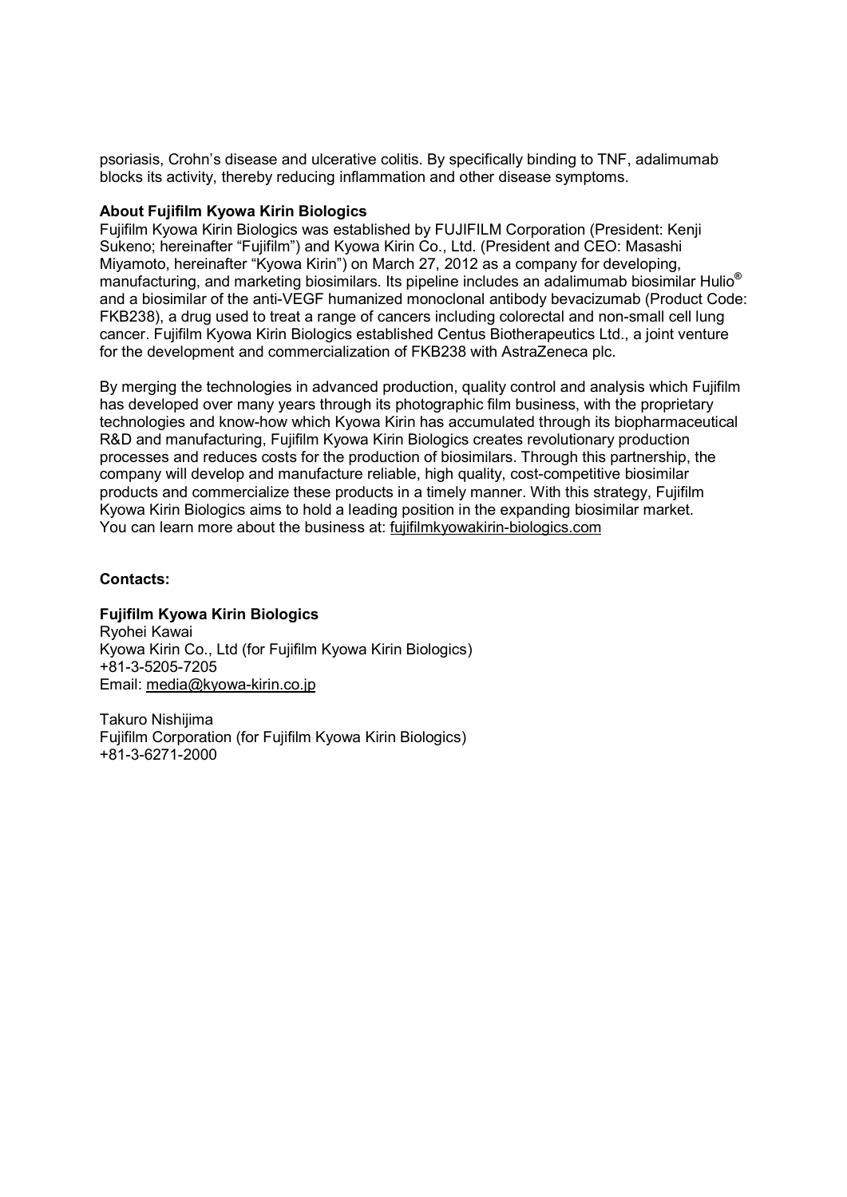psoriasis, Crohn's disease and ulcerative colitis. By specifically binding to TNF, adalimumab blocks its activity, thereby reducing inflammation and other disease symptoms.

**About Fujifilm Kyowa Kirin Biologics**

Fujifilm Kyowa Kirin Biologics was established by FUJIFILM Corporation (President: Kenji Sukeno; hereinafter "Fujifilm") and Kyowa Kirin Co., Ltd. (President and CEO: Masashi Miyamoto, hereinafter "Kyowa Kirin") on March 27, 2012 as a company for developing, manufacturing, and marketing biosimilars. Its pipeline includes an adalimumab biosimilar Hulio® and a biosimilar of the anti-VEGF humanized monoclonal antibody bevacizumab (Product Code: FKB238), a drug used to treat a range of cancers including colorectal and non-small cell lung cancer. Fujifilm Kyowa Kirin Biologics established Centus Biotherapeutics Ltd., a joint venture for the development and commercialization of FKB238 with AstraZeneca plc.

By merging the technologies in advanced production, quality control and analysis which Fujifilm has developed over many years through its photographic film business, with the proprietary technologies and know-how which Kyowa Kirin has accumulated through its biopharmaceutical R&D and manufacturing, Fujifilm Kyowa Kirin Biologics creates revolutionary production processes and reduces costs for the production of biosimilars. Through this partnership, the company will develop and manufacture reliable, high quality, cost-competitive biosimilar products and commercialize these products in a timely manner. With this strategy, Fujifilm Kyowa Kirin Biologics aims to hold a leading position in the expanding biosimilar market. You can learn more about the business at: fujifilmkyowakirin-biologics.com

**Contacts:**

**Fujifilm Kyowa Kirin Biologics**
Ryohei Kawai
Kyowa Kirin Co., Ltd (for Fujifilm Kyowa Kirin Biologics)
+81-3-5205-7205
Email: media@kyowa-kirin.co.jp

Takuro Nishijima
Fujifilm Corporation (for Fujifilm Kyowa Kirin Biologics)
+81-3-6271-2000